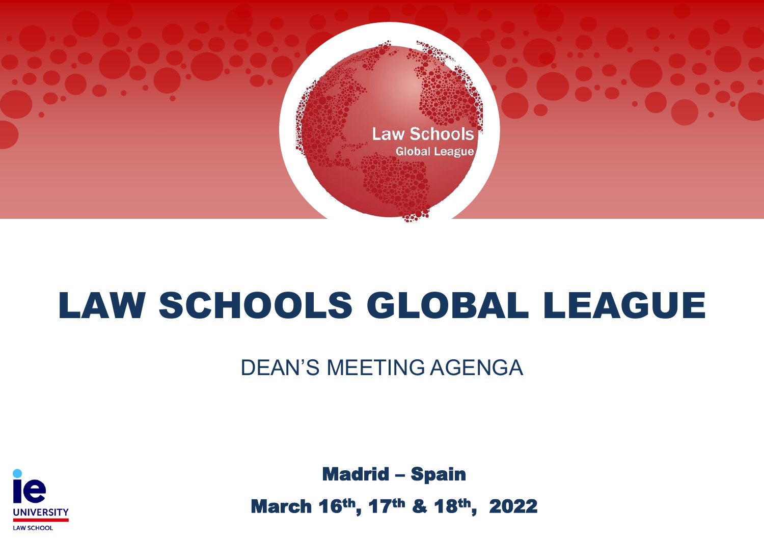Law Schools Global League

# LAW SCHOOLS GLOBAL LEAGUE

## DEAN'S MEETING AGENGA

ie UNIVERSITY LAW SCHOOL

**Madrid – Spain**

**March 16th, 17th & 18th, 2022**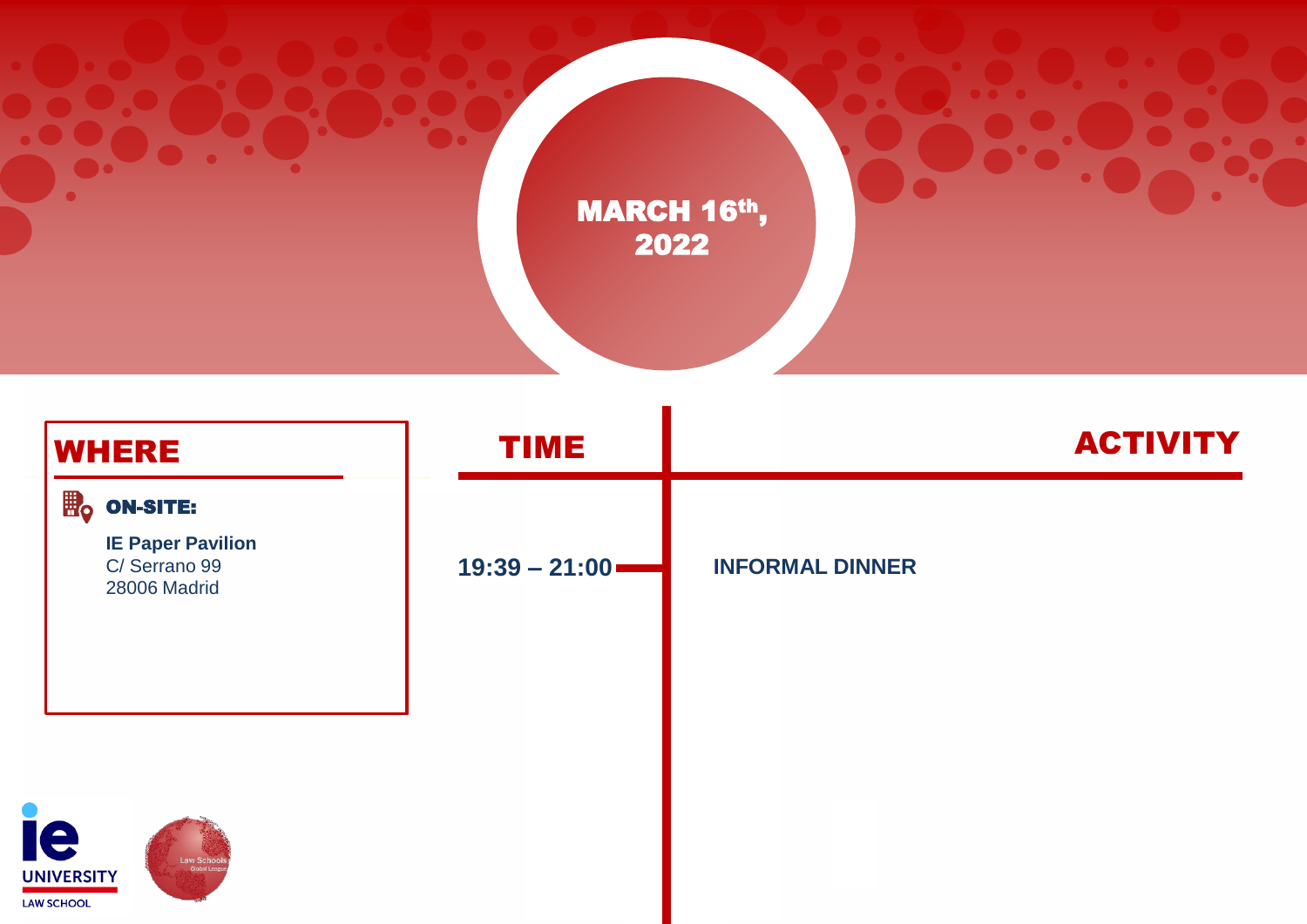# MARCH 16th, 2022

## WHERE

**ON-SITE:**

**IE Paper Pavilion**
C/ Serrano 99
28006 Madrid

| TIME | ACTIVITY |
|---|---|
| 19:39 – 21:00 | INFORMAL DINNER |

IE UNIVERSITY LAW SCHOOL

Law Schools Global League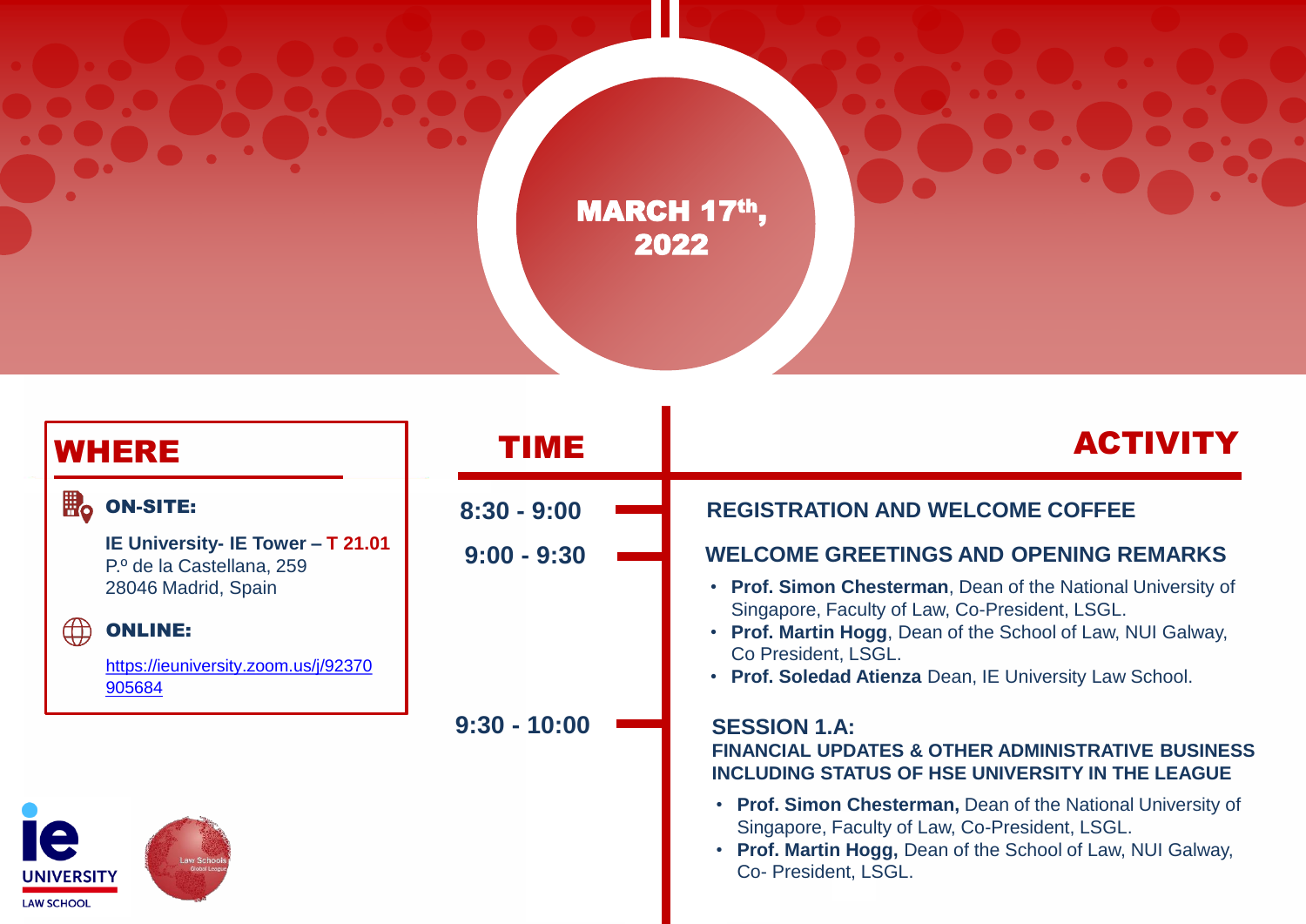# MARCH 17th, 2022

## WHERE

**ON-SITE:**

**IE University- IE Tower – T 21.01**
P.º de la Castellana, 259
28046 Madrid, Spain

**ONLINE:**

https://ieuniversity.zoom.us/j/92370905684

| TIME | ACTIVITY |
|---|---|
| 8:30 - 9:00 | **REGISTRATION AND WELCOME COFFEE** |
| 9:00 - 9:30 | **WELCOME GREETINGS AND OPENING REMARKS**<br>• **Prof. Simon Chesterman**, Dean of the National University of Singapore, Faculty of Law, Co-President, LSGL.<br>• **Prof. Martin Hogg**, Dean of the School of Law, NUI Galway, Co President, LSGL.<br>• **Prof. Soledad Atienza** Dean, IE University Law School. |
| 9:30 - 10:00 | **SESSION 1.A:**<br>**FINANCIAL UPDATES & OTHER ADMINISTRATIVE BUSINESS INCLUDING STATUS OF HSE UNIVERSITY IN THE LEAGUE**<br>• **Prof. Simon Chesterman,** Dean of the National University of Singapore, Faculty of Law, Co-President, LSGL.<br>• **Prof. Martin Hogg,** Dean of the School of Law, NUI Galway, Co- President, LSGL. |

IE UNIVERSITY LAW SCHOOL

Law Schools Global League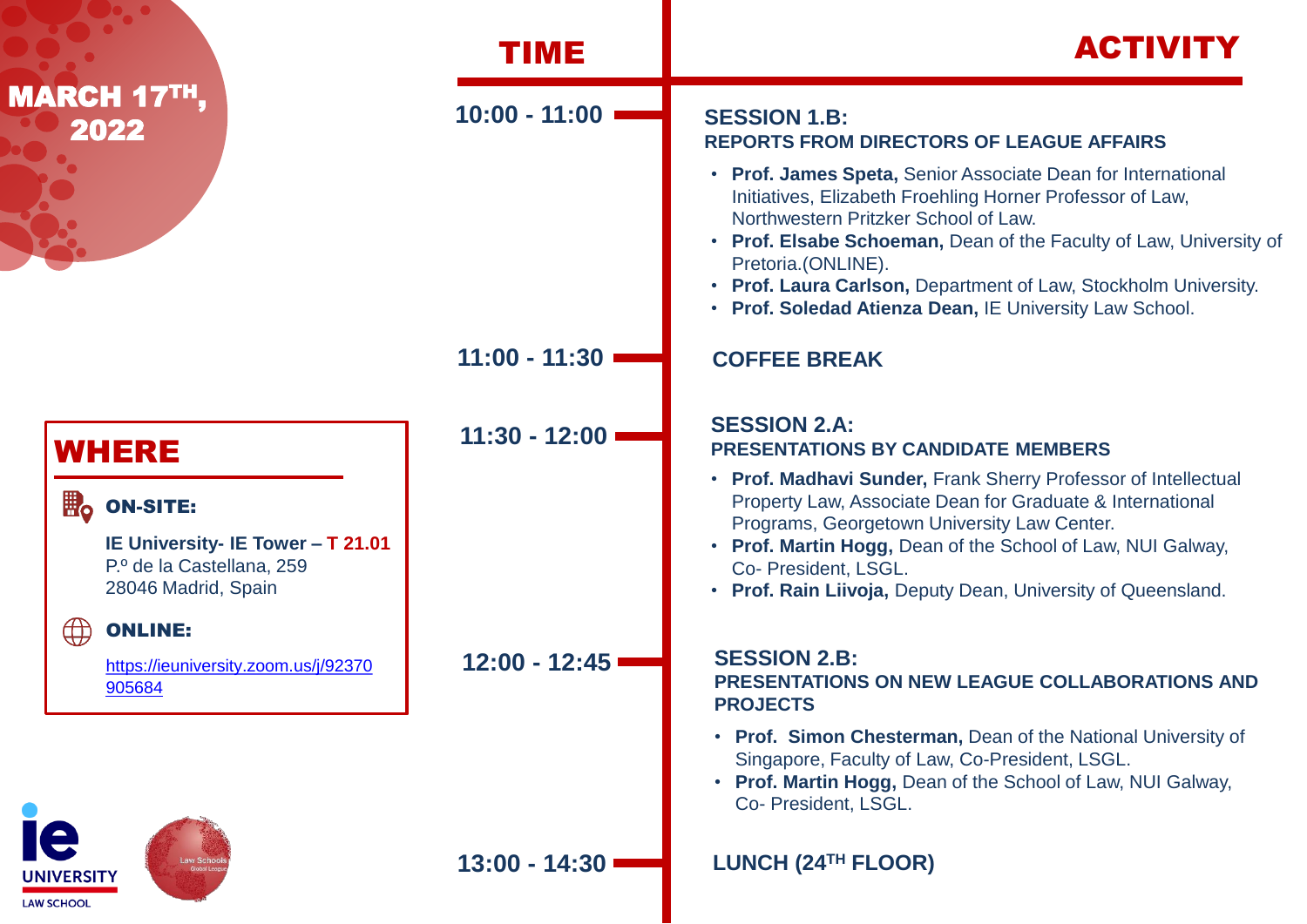# MARCH 17TH, 2022

## WHERE

**ON-SITE:**

**IE University- IE Tower – T 21.01**
P.º de la Castellana, 259
28046 Madrid, Spain

**ONLINE:**

https://ieuniversity.zoom.us/j/92370905684

| TIME | ACTIVITY |
| --- | --- |
| 10:00 - 11:00 | **SESSION 1.B: REPORTS FROM DIRECTORS OF LEAGUE AFFAIRS**<br>• **Prof. James Speta,** Senior Associate Dean for International Initiatives, Elizabeth Froehling Horner Professor of Law, Northwestern Pritzker School of Law.<br>• **Prof. Elsabe Schoeman,** Dean of the Faculty of Law, University of Pretoria.(ONLINE).<br>• **Prof. Laura Carlson,** Department of Law, Stockholm University.<br>• **Prof. Soledad Atienza Dean,** IE University Law School. |
| 11:00 - 11:30 | **COFFEE BREAK** |
| 11:30 - 12:00 | **SESSION 2.A: PRESENTATIONS BY CANDIDATE MEMBERS**<br>• **Prof. Madhavi Sunder,** Frank Sherry Professor of Intellectual Property Law, Associate Dean for Graduate & International Programs, Georgetown University Law Center.<br>• **Prof. Martin Hogg,** Dean of the School of Law, NUI Galway, Co- President, LSGL.<br>• **Prof. Rain Liivoja,** Deputy Dean, University of Queensland. |
| 12:00 - 12:45 | **SESSION 2.B: PRESENTATIONS ON NEW LEAGUE COLLABORATIONS AND PROJECTS**<br>• **Prof. Simon Chesterman,** Dean of the National University of Singapore, Faculty of Law, Co-President, LSGL.<br>• **Prof. Martin Hogg,** Dean of the School of Law, NUI Galway, Co- President, LSGL. |
| 13:00 - 14:30 | **LUNCH (24TH FLOOR)** |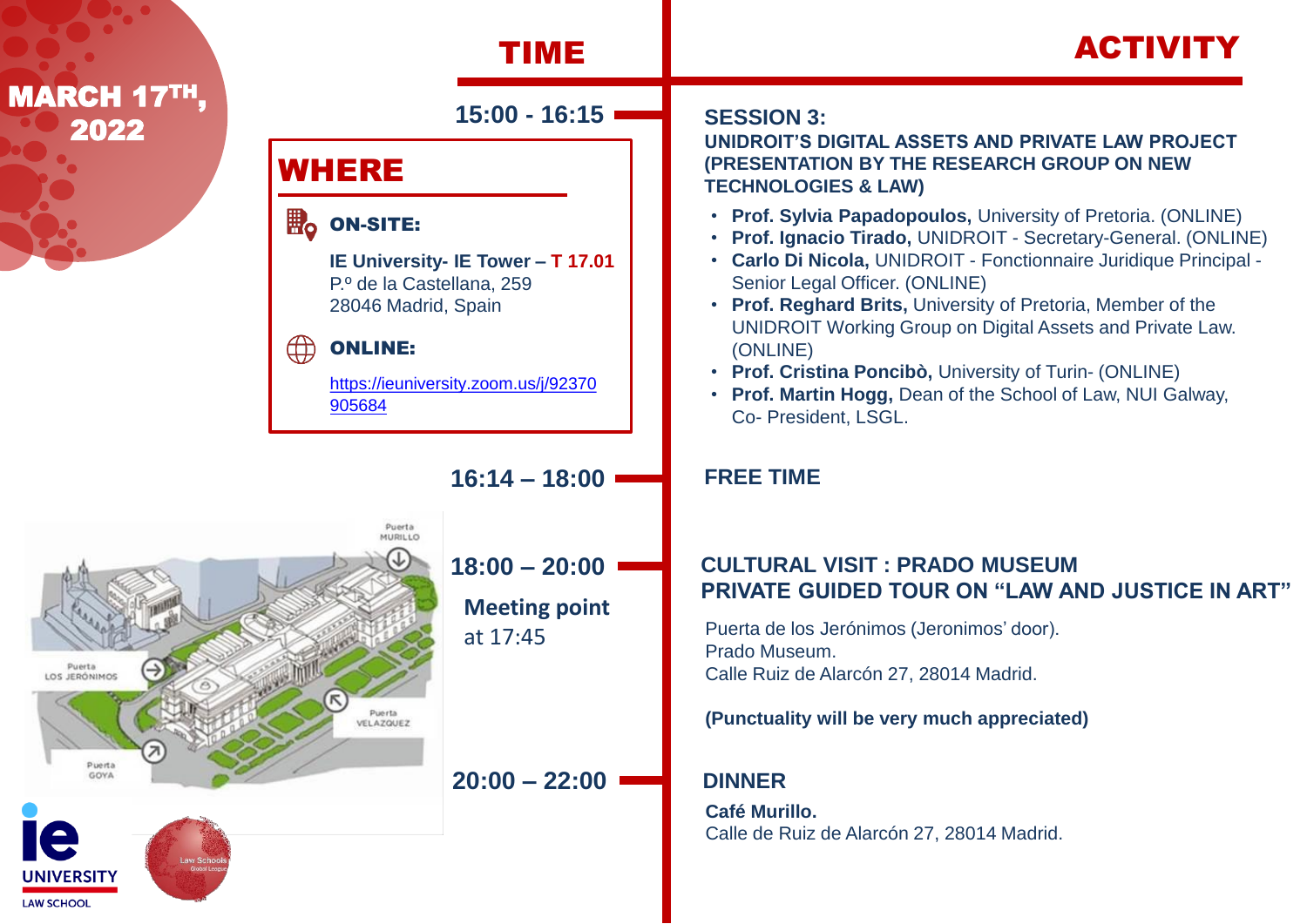# MARCH 17[TH], 2022

| TIME | ACTIVITY |
| --- | --- |
| 15:00 - 16:15 | **SESSION 3:** **UNIDROIT'S DIGITAL ASSETS AND PRIVATE LAW PROJECT (PRESENTATION BY THE RESEARCH GROUP ON NEW TECHNOLOGIES & LAW)** |
| 16:14 – 18:00 | **FREE TIME** |
| 18:00 – 20:00 **Meeting point** at 17:45 | **CULTURAL VISIT : PRADO MUSEUM PRIVATE GUIDED TOUR ON "LAW AND JUSTICE IN ART"** |
| 20:00 – 22:00 | **DINNER** |

## SESSION 3:

**UNIDROIT'S DIGITAL ASSETS AND PRIVATE LAW PROJECT (PRESENTATION BY THE RESEARCH GROUP ON NEW TECHNOLOGIES & LAW)**

- **Prof. Sylvia Papadopoulos,** University of Pretoria. (ONLINE)
- **Prof. Ignacio Tirado,** UNIDROIT - Secretary-General. (ONLINE)
- **Carlo Di Nicola,** UNIDROIT - Fonctionnaire Juridique Principal - Senior Legal Officer. (ONLINE)
- **Prof. Reghard Brits,** University of Pretoria, Member of the UNIDROIT Working Group on Digital Assets and Private Law. (ONLINE)
- **Prof. Cristina Poncibò,** University of Turin- (ONLINE)
- **Prof. Martin Hogg,** Dean of the School of Law, NUI Galway, Co- President, LSGL.

## WHERE

**ON-SITE:**

**IE University- IE Tower – T 17.01**
P.º de la Castellana, 259
28046 Madrid, Spain

**ONLINE:**

https://ieuniversity.zoom.us/j/92370905684

## FREE TIME

## CULTURAL VISIT : PRADO MUSEUM PRIVATE GUIDED TOUR ON "LAW AND JUSTICE IN ART"

Puerta de los Jerónimos (Jeronimos' door).
Prado Museum.
Calle Ruiz de Alarcón 27, 28014 Madrid.

**(Punctuality will be very much appreciated)**

Puerta MURILLO
Puerta LOS JERÓNIMOS
Puerta VELAZQUEZ
Puerta GOYA

## DINNER

**Café Murillo.**
Calle de Ruiz de Alarcón 27, 28014 Madrid.

ie UNIVERSITY LAW SCHOOL

Law Schools Global League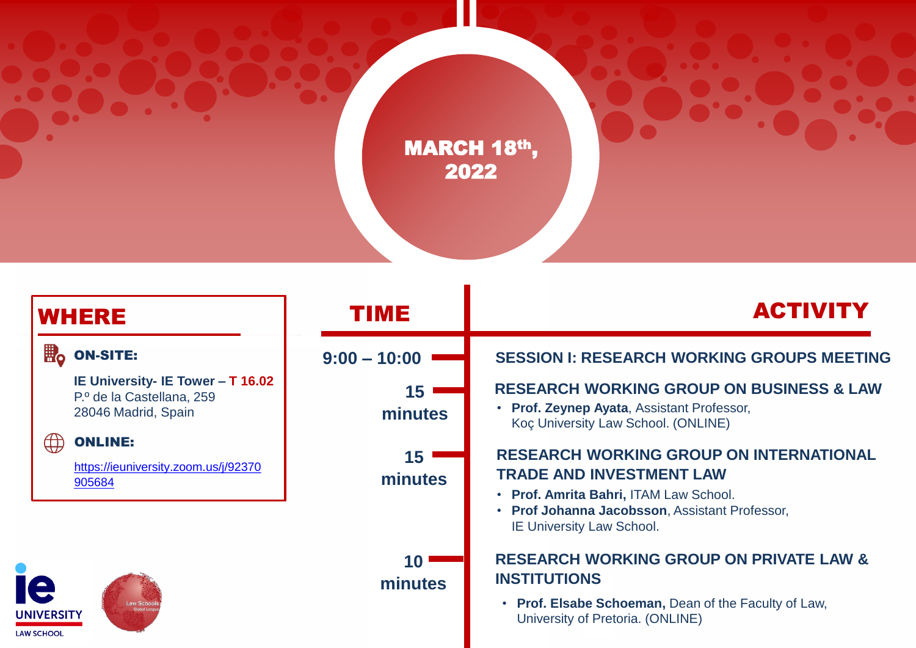**MARCH 18th, 2022**

## WHERE

**ON-SITE:**

**IE University- IE Tower – T 16.02**
P.º de la Castellana, 259
28046 Madrid, Spain

**ONLINE:**

https://ieuniversity.zoom.us/j/92370905684

| TIME | ACTIVITY |
|---|---|
| 9:00 – 10:00 | **SESSION I: RESEARCH WORKING GROUPS MEETING** |
| 15 minutes | **RESEARCH WORKING GROUP ON BUSINESS & LAW**<br>• **Prof. Zeynep Ayata**, Assistant Professor, Koç University Law School. (ONLINE) |
| 15 minutes | **RESEARCH WORKING GROUP ON INTERNATIONAL TRADE AND INVESTMENT LAW**<br>• **Prof. Amrita Bahri,** ITAM Law School.<br>• **Prof Johanna Jacobsson**, Assistant Professor, IE University Law School. |
| 10 minutes | **RESEARCH WORKING GROUP ON PRIVATE LAW & INSTITUTIONS**<br>• **Prof. Elsabe Schoeman,** Dean of the Faculty of Law, University of Pretoria. (ONLINE) |

IE UNIVERSITY LAW SCHOOL

Law Schools Global League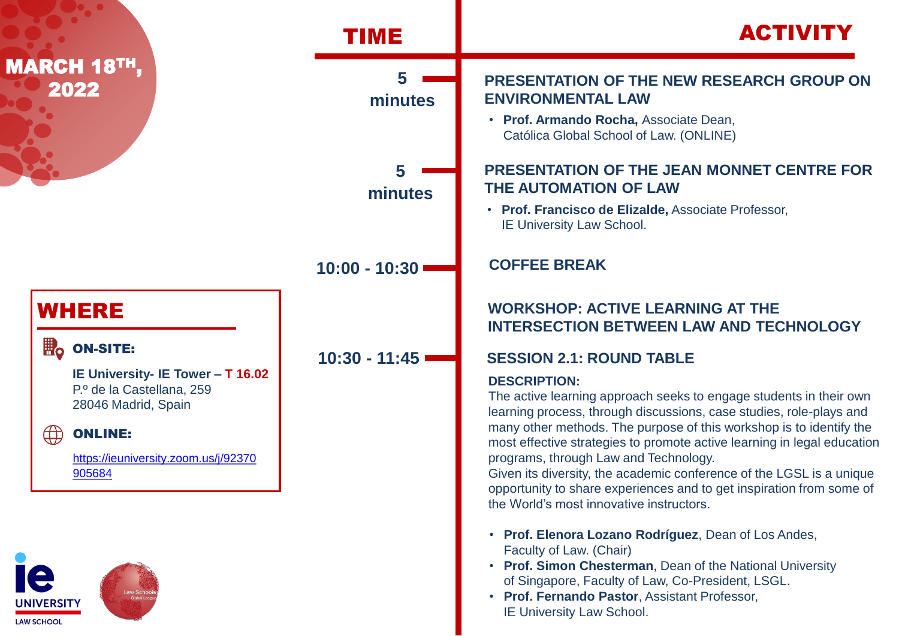# MARCH 18TH, 2022

## WHERE

**ON-SITE:**

**IE University- IE Tower – T 16.02**
P.º de la Castellana, 259
28046 Madrid, Spain

**ONLINE:**

https://ieuniversity.zoom.us/j/92370905684

| TIME | ACTIVITY |
|---|---|
| 5 minutes | **PRESENTATION OF THE NEW RESEARCH GROUP ON ENVIRONMENTAL LAW**<br>• **Prof. Armando Rocha,** Associate Dean, Católica Global School of Law. (ONLINE) |
| 5 minutes | **PRESENTATION OF THE JEAN MONNET CENTRE FOR THE AUTOMATION OF LAW**<br>• **Prof. Francisco de Elizalde,** Associate Professor, IE University Law School. |
| 10:00 - 10:30 | **COFFEE BREAK** |
| | **WORKSHOP: ACTIVE LEARNING AT THE INTERSECTION BETWEEN LAW AND TECHNOLOGY** |
| 10:30 - 11:45 | **SESSION 2.1: ROUND TABLE**<br>**DESCRIPTION:**<br>The active learning approach seeks to engage students in their own learning process, through discussions, case studies, role-plays and many other methods. The purpose of this workshop is to identify the most effective strategies to promote active learning in legal education programs, through Law and Technology.<br>Given its diversity, the academic conference of the LGSL is a unique opportunity to share experiences and to get inspiration from some of the World's most innovative instructors.<br>• **Prof. Elenora Lozano Rodríguez**, Dean of Los Andes, Faculty of Law. (Chair)<br>• **Prof. Simon Chesterman**, Dean of the National University of Singapore, Faculty of Law, Co-President, LSGL.<br>• **Prof. Fernando Pastor**, Assistant Professor, IE University Law School. |

IE UNIVERSITY LAW SCHOOL

Law Schools Global League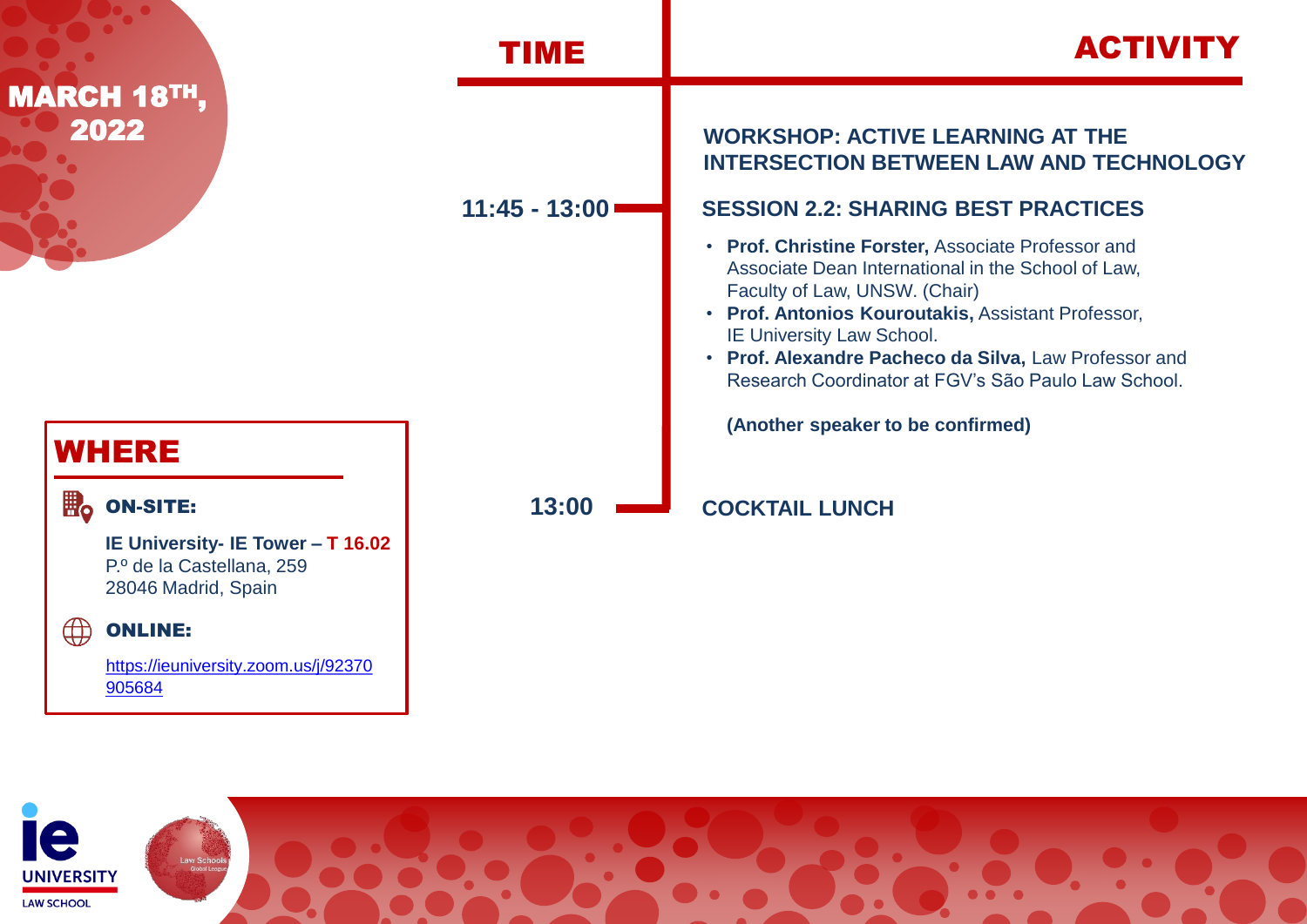## MARCH 18TH, 2022

| TIME | ACTIVITY |
| --- | --- |
| 11:45 - 13:00 | **WORKSHOP: ACTIVE LEARNING AT THE INTERSECTION BETWEEN LAW AND TECHNOLOGY**<br><br>**SESSION 2.2: SHARING BEST PRACTICES**<br><br>• **Prof. Christine Forster,** Associate Professor and Associate Dean International in the School of Law, Faculty of Law, UNSW. (Chair)<br>• **Prof. Antonios Kouroutakis,** Assistant Professor, IE University Law School.<br>• **Prof. Alexandre Pacheco da Silva,** Law Professor and Research Coordinator at FGV's São Paulo Law School.<br><br>**(Another speaker to be confirmed)** |
| 13:00 | **COCKTAIL LUNCH** |

## WHERE

### ON-SITE:

**IE University- IE Tower – T 16.02**
P.º de la Castellana, 259
28046 Madrid, Spain

### ONLINE:

https://ieuniversity.zoom.us/j/92370905684

IE UNIVERSITY LAW SCHOOL

Law Schools Global League